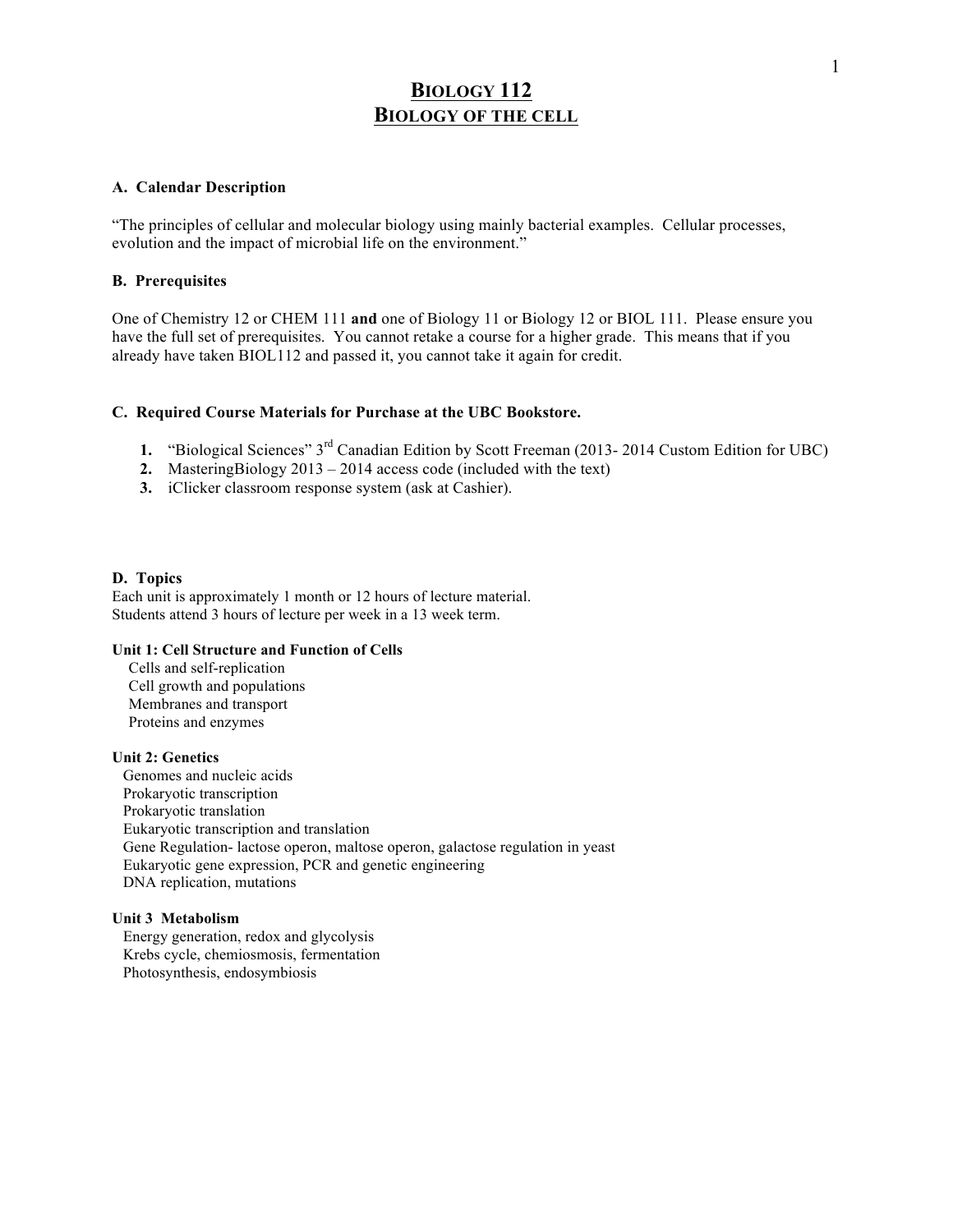# BIOLOGY 112
# BIOLOGY OF THE CELL

## A. Calendar Description

"The principles of cellular and molecular biology using mainly bacterial examples. Cellular processes, evolution and the impact of microbial life on the environment."

## B. Prerequisites

One of Chemistry 12 or CHEM 111 **and** one of Biology 11 or Biology 12 or BIOL 111. Please ensure you have the full set of prerequisites. You cannot retake a course for a higher grade. This means that if you already have taken BIOL112 and passed it, you cannot take it again for credit.

## C. Required Course Materials for Purchase at the UBC Bookstore.

1. "Biological Sciences" 3rd Canadian Edition by Scott Freeman (2013- 2014 Custom Edition for UBC)
2. MasteringBiology 2013 – 2014 access code (included with the text)
3. iClicker classroom response system (ask at Cashier).

## D. Topics

Each unit is approximately 1 month or 12 hours of lecture material.
Students attend 3 hours of lecture per week in a 13 week term.

### Unit 1: Cell Structure and Function of Cells

- Cells and self-replication
- Cell growth and populations
- Membranes and transport
- Proteins and enzymes

### Unit 2: Genetics

- Genomes and nucleic acids
- Prokaryotic transcription
- Prokaryotic translation
- Eukaryotic transcription and translation
- Gene Regulation- lactose operon, maltose operon, galactose regulation in yeast
- Eukaryotic gene expression, PCR and genetic engineering
- DNA replication, mutations

### Unit 3 Metabolism

- Energy generation, redox and glycolysis
- Krebs cycle, chemiosmosis, fermentation
- Photosynthesis, endosymbiosis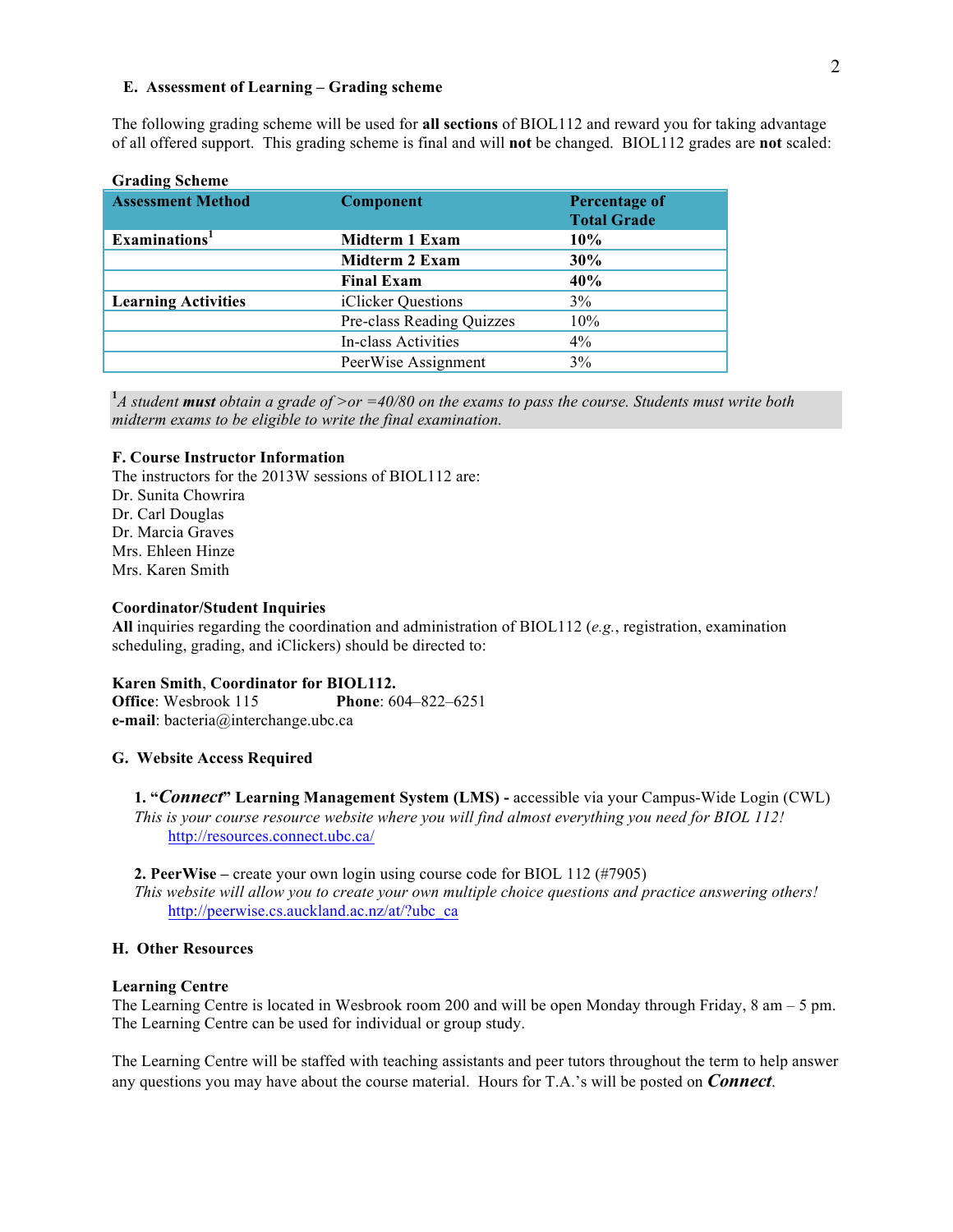### E. Assessment of Learning – Grading scheme

The following grading scheme will be used for **all sections** of BIOL112 and reward you for taking advantage of all offered support. This grading scheme is final and will **not** be changed. BIOL112 grades are **not** scaled:

**Grading Scheme**

| Assessment Method | Component | Percentage of Total Grade |
|---|---|---|
| **Examinations**[1] | **Midterm 1 Exam** | **10%** |
| | **Midterm 2 Exam** | **30%** |
| | **Final Exam** | **40%** |
| **Learning Activities** | iClicker Questions | 3% |
| | Pre-class Reading Quizzes | 10% |
| | In-class Activities | 4% |
| | PeerWise Assignment | 3% |

[1] *A student **must** obtain a grade of >or =40/80 on the exams to pass the course. Students must write both midterm exams to be eligible to write the final examination.*

### F. Course Instructor Information

The instructors for the 2013W sessions of BIOL112 are:
Dr. Sunita Chowrira
Dr. Carl Douglas
Dr. Marcia Graves
Mrs. Ehleen Hinze
Mrs. Karen Smith

**Coordinator/Student Inquiries**

**All** inquiries regarding the coordination and administration of BIOL112 (*e.g.*, registration, examination scheduling, grading, and iClickers) should be directed to:

**Karen Smith**, **Coordinator for BIOL112.**
**Office**: Wesbrook 115 **Phone**: 604–822–6251
**e-mail**: bacteria@interchange.ubc.ca

### G. Website Access Required

1. **"*Connect*" Learning Management System (LMS) -** accessible via your Campus-Wide Login (CWL)
   *This is your course resource website where you will find almost everything you need for BIOL 112!*
   http://resources.connect.ubc.ca/

2. **PeerWise –** create your own login using course code for BIOL 112 (#7905)
   *This website will allow you to create your own multiple choice questions and practice answering others!*
   http://peerwise.cs.auckland.ac.nz/at/?ubc_ca

### H. Other Resources

**Learning Centre**

The Learning Centre is located in Wesbrook room 200 and will be open Monday through Friday, 8 am – 5 pm. The Learning Centre can be used for individual or group study.

The Learning Centre will be staffed with teaching assistants and peer tutors throughout the term to help answer any questions you may have about the course material. Hours for T.A.'s will be posted on ***Connect***.